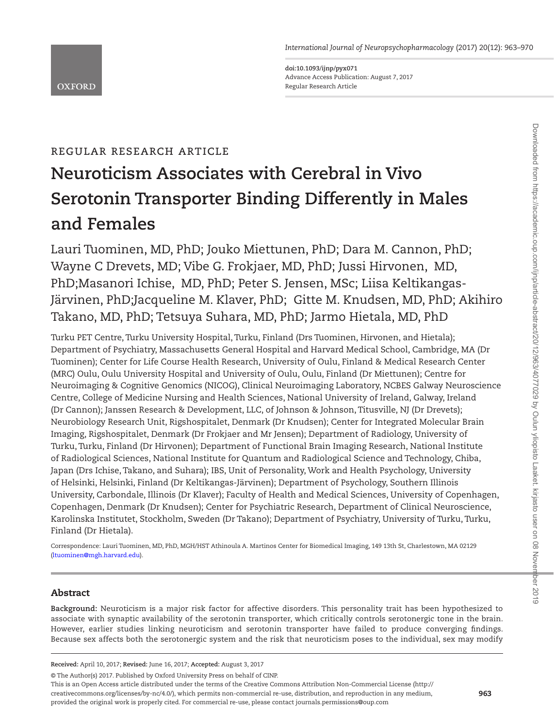doi:10.1093/ijnp/pyx071
Advance Access Publication: August 7, 2017
Regular Research Article

REGULAR RESEARCH ARTICLE

# Neuroticism Associates with Cerebral in Vivo Serotonin Transporter Binding Differently in Males and Females

Lauri Tuominen, MD, PhD; Jouko Miettunen, PhD; Dara M. Cannon, PhD; Wayne C Drevets, MD; Vibe G. Frokjaer, MD, PhD; Jussi Hirvonen, MD, PhD;Masanori Ichise, MD, PhD; Peter S. Jensen, MSc; Liisa Keltikangas-Järvinen, PhD;Jacqueline M. Klaver, PhD; Gitte M. Knudsen, MD, PhD; Akihiro Takano, MD, PhD; Tetsuya Suhara, MD, PhD; Jarmo Hietala, MD, PhD

Turku PET Centre, Turku University Hospital, Turku, Finland (Drs Tuominen, Hirvonen, and Hietala); Department of Psychiatry, Massachusetts General Hospital and Harvard Medical School, Cambridge, MA (Dr Tuominen); Center for Life Course Health Research, University of Oulu, Finland & Medical Research Center (MRC) Oulu, Oulu University Hospital and University of Oulu, Oulu, Finland (Dr Miettunen); Centre for Neuroimaging & Cognitive Genomics (NICOG), Clinical Neuroimaging Laboratory, NCBES Galway Neuroscience Centre, College of Medicine Nursing and Health Sciences, National University of Ireland, Galway, Ireland (Dr Cannon); Janssen Research & Development, LLC, of Johnson & Johnson, Titusville, NJ (Dr Drevets); Neurobiology Research Unit, Rigshospitalet, Denmark (Dr Knudsen); Center for Integrated Molecular Brain Imaging, Rigshospitalet, Denmark (Dr Frokjaer and Mr Jensen); Department of Radiology, University of Turku, Turku, Finland (Dr Hirvonen); Department of Functional Brain Imaging Research, National Institute of Radiological Sciences, National Institute for Quantum and Radiological Science and Technology, Chiba, Japan (Drs Ichise, Takano, and Suhara); IBS, Unit of Personality, Work and Health Psychology, University of Helsinki, Helsinki, Finland (Dr Keltikangas-Järvinen); Department of Psychology, Southern Illinois University, Carbondale, Illinois (Dr Klaver); Faculty of Health and Medical Sciences, University of Copenhagen, Copenhagen, Denmark (Dr Knudsen); Center for Psychiatric Research, Department of Clinical Neuroscience, Karolinska Institutet, Stockholm, Sweden (Dr Takano); Department of Psychiatry, University of Turku, Turku, Finland (Dr Hietala).

Correspondence: Lauri Tuominen, MD, PhD, MGH/HST Athinoula A. Martinos Center for Biomedical Imaging, 149 13th St, Charlestown, MA 02129 (ltuominen@mgh.harvard.edu).

## Abstract

**Background:** Neuroticism is a major risk factor for affective disorders. This personality trait has been hypothesized to associate with synaptic availability of the serotonin transporter, which critically controls serotonergic tone in the brain. However, earlier studies linking neuroticism and serotonin transporter have failed to produce converging findings. Because sex affects both the serotonergic system and the risk that neuroticism poses to the individual, sex may modify

**Received:** April 10, 2017; **Revised:** June 16, 2017; **Accepted:** August 3, 2017

© The Author(s) 2017. Published by Oxford University Press on behalf of CINP.
This is an Open Access article distributed under the terms of the Creative Commons Attribution Non-Commercial License (http://creativecommons.org/licenses/by-nc/4.0/), which permits non-commercial re-use, distribution, and reproduction in any medium, provided the original work is properly cited. For commercial re-use, please contact journals.permissions@oup.com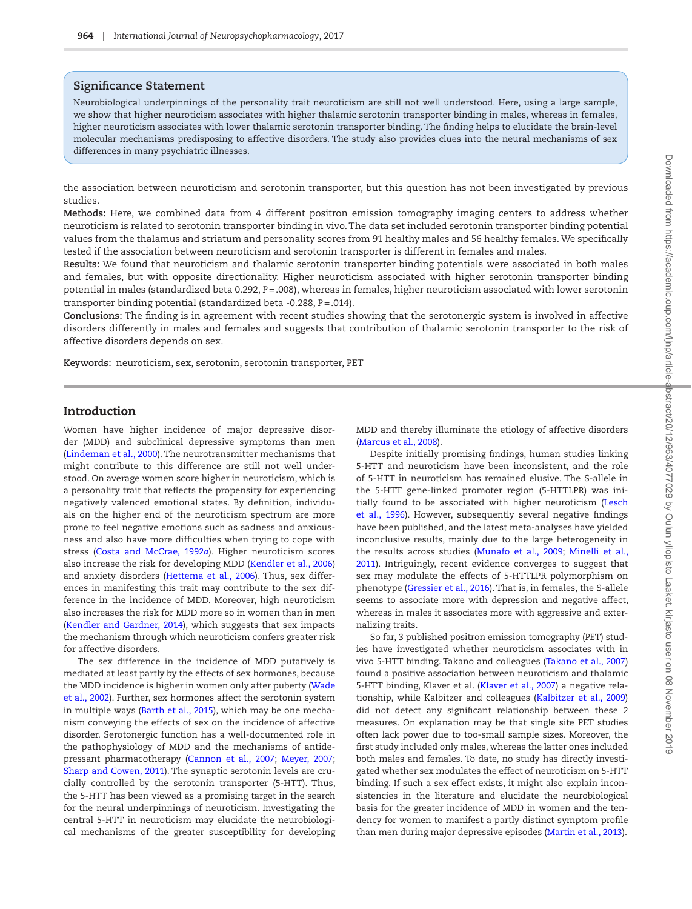## Significance Statement

Neurobiological underpinnings of the personality trait neuroticism are still not well understood. Here, using a large sample, we show that higher neuroticism associates with higher thalamic serotonin transporter binding in males, whereas in females, higher neuroticism associates with lower thalamic serotonin transporter binding. The finding helps to elucidate the brain-level molecular mechanisms predisposing to affective disorders. The study also provides clues into the neural mechanisms of sex differences in many psychiatric illnesses.

the association between neuroticism and serotonin transporter, but this question has not been investigated by previous studies.

**Methods:** Here, we combined data from 4 different positron emission tomography imaging centers to address whether neuroticism is related to serotonin transporter binding in vivo. The data set included serotonin transporter binding potential values from the thalamus and striatum and personality scores from 91 healthy males and 56 healthy females. We specifically tested if the association between neuroticism and serotonin transporter is different in females and males.

**Results:** We found that neuroticism and thalamic serotonin transporter binding potentials were associated in both males and females, but with opposite directionality. Higher neuroticism associated with higher serotonin transporter binding potential in males (standardized beta 0.292, $P = .008$), whereas in females, higher neuroticism associated with lower serotonin transporter binding potential (standardized beta -0.288, $P = .014$).

**Conclusions:** The finding is in agreement with recent studies showing that the serotonergic system is involved in affective disorders differently in males and females and suggests that contribution of thalamic serotonin transporter to the risk of affective disorders depends on sex.

**Keywords:** neuroticism, sex, serotonin, serotonin transporter, PET

## Introduction

Women have higher incidence of major depressive disorder (MDD) and subclinical depressive symptoms than men (Lindeman et al., 2000). The neurotransmitter mechanisms that might contribute to this difference are still not well understood. On average women score higher in neuroticism, which is a personality trait that reflects the propensity for experiencing negatively valenced emotional states. By definition, individuals on the higher end of the neuroticism spectrum are more prone to feel negative emotions such as sadness and anxiousness and also have more difficulties when trying to cope with stress (Costa and McCrae, 1992*a*). Higher neuroticism scores also increase the risk for developing MDD (Kendler et al., 2006) and anxiety disorders (Hettema et al., 2006). Thus, sex differences in manifesting this trait may contribute to the sex difference in the incidence of MDD. Moreover, high neuroticism also increases the risk for MDD more so in women than in men (Kendler and Gardner, 2014), which suggests that sex impacts the mechanism through which neuroticism confers greater risk for affective disorders.

The sex difference in the incidence of MDD putatively is mediated at least partly by the effects of sex hormones, because the MDD incidence is higher in women only after puberty (Wade et al., 2002). Further, sex hormones affect the serotonin system in multiple ways (Barth et al., 2015), which may be one mechanism conveying the effects of sex on the incidence of affective disorder. Serotonergic function has a well-documented role in the pathophysiology of MDD and the mechanisms of antidepressant pharmacotherapy (Cannon et al., 2007; Meyer, 2007; Sharp and Cowen, 2011). The synaptic serotonin levels are crucially controlled by the serotonin transporter (5-HTT). Thus, the 5-HTT has been viewed as a promising target in the search for the neural underpinnings of neuroticism. Investigating the central 5-HTT in neuroticism may elucidate the neurobiological mechanisms of the greater susceptibility for developing MDD and thereby illuminate the etiology of affective disorders (Marcus et al., 2008).

Despite initially promising findings, human studies linking 5-HTT and neuroticism have been inconsistent, and the role of 5-HTT in neuroticism has remained elusive. The S-allele in the 5-HTT gene-linked promoter region (5-HTTLPR) was initially found to be associated with higher neuroticism (Lesch et al., 1996). However, subsequently several negative findings have been published, and the latest meta-analyses have yielded inconclusive results, mainly due to the large heterogeneity in the results across studies (Munafo et al., 2009; Minelli et al., 2011). Intriguingly, recent evidence converges to suggest that sex may modulate the effects of 5-HTTLPR polymorphism on phenotype (Gressier et al., 2016). That is, in females, the S-allele seems to associate more with depression and negative affect, whereas in males it associates more with aggressive and externalizing traits.

So far, 3 published positron emission tomography (PET) studies have investigated whether neuroticism associates with in vivo 5-HTT binding. Takano and colleagues (Takano et al., 2007) found a positive association between neuroticism and thalamic 5-HTT binding, Klaver et al. (Klaver et al., 2007) a negative relationship, while Kalbitzer and colleagues (Kalbitzer et al., 2009) did not detect any significant relationship between these 2 measures. On explanation may be that single site PET studies often lack power due to too-small sample sizes. Moreover, the first study included only males, whereas the latter ones included both males and females. To date, no study has directly investigated whether sex modulates the effect of neuroticism on 5-HTT binding. If such a sex effect exists, it might also explain inconsistencies in the literature and elucidate the neurobiological basis for the greater incidence of MDD in women and the tendency for women to manifest a partly distinct symptom profile than men during major depressive episodes (Martin et al., 2013).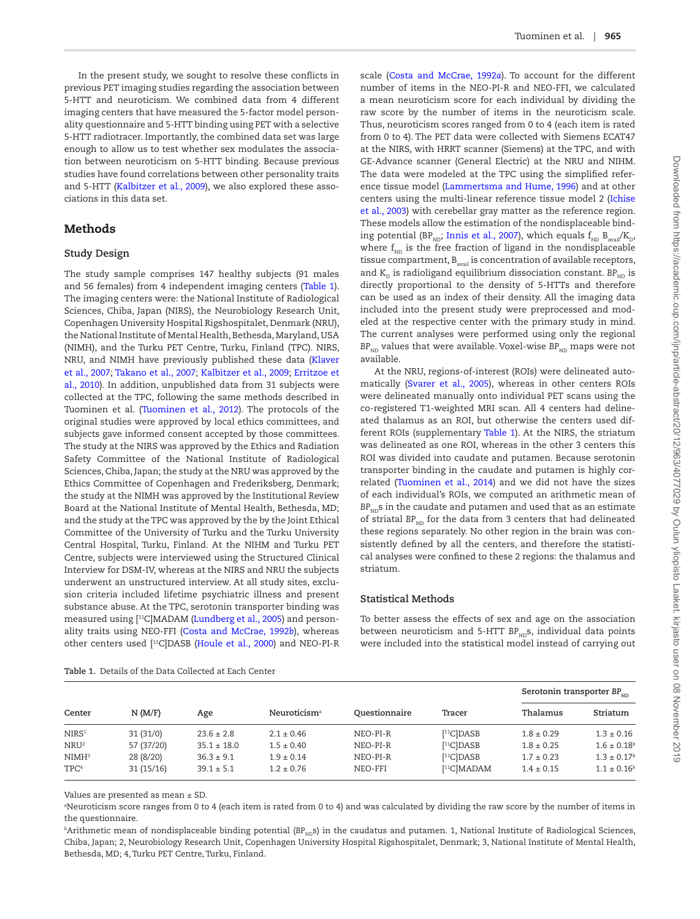In the present study, we sought to resolve these conflicts in previous PET imaging studies regarding the association between 5-HTT and neuroticism. We combined data from 4 different imaging centers that have measured the 5-factor model personality questionnaire and 5-HTT binding using PET with a selective 5-HTT radiotracer. Importantly, the combined data set was large enough to allow us to test whether sex modulates the association between neuroticism on 5-HTT binding. Because previous studies have found correlations between other personality traits and 5-HTT (Kalbitzer et al., 2009), we also explored these associations in this data set.

## Methods

### Study Design

The study sample comprises 147 healthy subjects (91 males and 56 females) from 4 independent imaging centers (Table 1). The imaging centers were: the National Institute of Radiological Sciences, Chiba, Japan (NIRS), the Neurobiology Research Unit, Copenhagen University Hospital Rigshospitalet, Denmark (NRU), the National Institute of Mental Health, Bethesda, Maryland, USA (NIMH), and the Turku PET Centre, Turku, Finland (TPC). NIRS, NRU, and NIMH have previously published these data (Klaver et al., 2007; Takano et al., 2007; Kalbitzer et al., 2009; Erritzoe et al., 2010). In addition, unpublished data from 31 subjects were collected at the TPC, following the same methods described in Tuominen et al. (Tuominen et al., 2012). The protocols of the original studies were approved by local ethics committees, and subjects gave informed consent accepted by those committees. The study at the NIRS was approved by the Ethics and Radiation Safety Committee of the National Institute of Radiological Sciences, Chiba, Japan; the study at the NRU was approved by the Ethics Committee of Copenhagen and Frederiksberg, Denmark; the study at the NIMH was approved by the Institutional Review Board at the National Institute of Mental Health, Bethesda, MD; and the study at the TPC was approved by the by the Joint Ethical Committee of the University of Turku and the Turku University Central Hospital, Turku, Finland. At the NIHM and Turku PET Centre, subjects were interviewed using the Structured Clinical Interview for DSM-IV, whereas at the NIRS and NRU the subjects underwent an unstructured interview. At all study sites, exclusion criteria included lifetime psychiatric illness and present substance abuse. At the TPC, serotonin transporter binding was measured using [$^{11}$C]MADAM (Lundberg et al., 2005) and personality traits using NEO-FFI (Costa and McCrae, 1992*b*), whereas other centers used [$^{11}$C]DASB (Houle et al., 2000) and NEO-PI-R scale (Costa and McCrae, 1992*a*). To account for the different number of items in the NEO-PI-R and NEO-FFI, we calculated a mean neuroticism score for each individual by dividing the raw score by the number of items in the neuroticism scale. Thus, neuroticism scores ranged from 0 to 4 (each item is rated from 0 to 4). The PET data were collected with Siemens ECAT47 at the NIRS, with HRRT scanner (Siemens) at the TPC, and with GE-Advance scanner (General Electric) at the NRU and NIHM. The data were modeled at the TPC using the simplified reference tissue model (Lammertsma and Hume, 1996) and at other centers using the multi-linear reference tissue model 2 (Ichise et al., 2003) with cerebellar gray matter as the reference region. These models allow the estimation of the nondisplaceable binding potential ($BP_{ND}$; Innis et al., 2007), which equals $f_{ND}$ $B_{avail}/K_D$, where $f_{ND}$ is the free fraction of ligand in the nondisplaceable tissue compartment, $B_{avail}$ is concentration of available receptors, and $K_D$ is radioligand equilibrium dissociation constant. $BP_{ND}$ is directly proportional to the density of 5-HTTs and therefore can be used as an index of their density. All the imaging data included into the present study were preprocessed and modeled at the respective center with the primary study in mind. The current analyses were performed using only the regional $BP_{ND}$ values that were available. Voxel-wise $BP_{ND}$ maps were not available.

At the NRU, regions-of-interest (ROIs) were delineated automatically (Svarer et al., 2005), whereas in other centers ROIs were delineated manually onto individual PET scans using the co-registered T1-weighted MRI scan. All 4 centers had delineated thalamus as an ROI, but otherwise the centers used different ROIs (supplementary Table 1). At the NIRS, the striatum was delineated as one ROI, whereas in the other 3 centers this ROI was divided into caudate and putamen. Because serotonin transporter binding in the caudate and putamen is highly correlated (Tuominen et al., 2014) and we did not have the sizes of each individual's ROIs, we computed an arithmetic mean of $BP_{ND}$s in the caudate and putamen and used that as an estimate of striatal $BP_{ND}$ for the data from 3 centers that had delineated these regions separately. No other region in the brain was consistently defined by all the centers, and therefore the statistical analyses were confined to these 2 regions: the thalamus and striatum.

### Statistical Methods

To better assess the effects of sex and age on the association between neuroticism and 5-HTT $BP_{ND}$s, individual data points were included into the statistical model instead of carrying out

Table 1. Details of the Data Collected at Each Center

| Center | N (M/F) | Age | Neuroticism[a] | Questionnaire | Tracer | Serotonin transporter $BP_{ND}$ | |
|---|---|---|---|---|---|---|---|
| | | | | | | Thalamus | Striatum |
| NIRS[1] | 31 (31/0) | 23.6 ± 2.8 | 2.1 ± 0.46 | NEO-PI-R | [$^{11}$C]DASB | 1.8 ± 0.29 | 1.3 ± 0.16 |
| NRU[2] | 57 (37/20) | 35.1 ± 18.0 | 1.5 ± 0.40 | NEO-PI-R | [$^{11}$C]DASB | 1.8 ± 0.25 | 1.6 ± 0.18[b] |
| NIMH[3] | 28 (8/20) | 36.3 ± 9.1 | 1.9 ± 0.14 | NEO-PI-R | [$^{11}$C]DASB | 1.7 ± 0.23 | 1.3 ± 0.17[b] |
| TPC[4] | 31 (15/16) | 39.1 ± 5.1 | 1.2 ± 0.76 | NEO-FFI | [$^{11}$C]MADAM | 1.4 ± 0.15 | 1.1 ± 0.16[b] |

Values are presented as mean ± SD.

[a]Neuroticism score ranges from 0 to 4 (each item is rated from 0 to 4) and was calculated by dividing the raw score by the number of items in the questionnaire.

[b]Arithmetic mean of nondisplaceable binding potential ($BP_{ND}$s) in the caudatus and putamen. 1, National Institute of Radiological Sciences, Chiba, Japan; 2, Neurobiology Research Unit, Copenhagen University Hospital Rigshospitalet, Denmark; 3, National Institute of Mental Health, Bethesda, MD; 4, Turku PET Centre, Turku, Finland.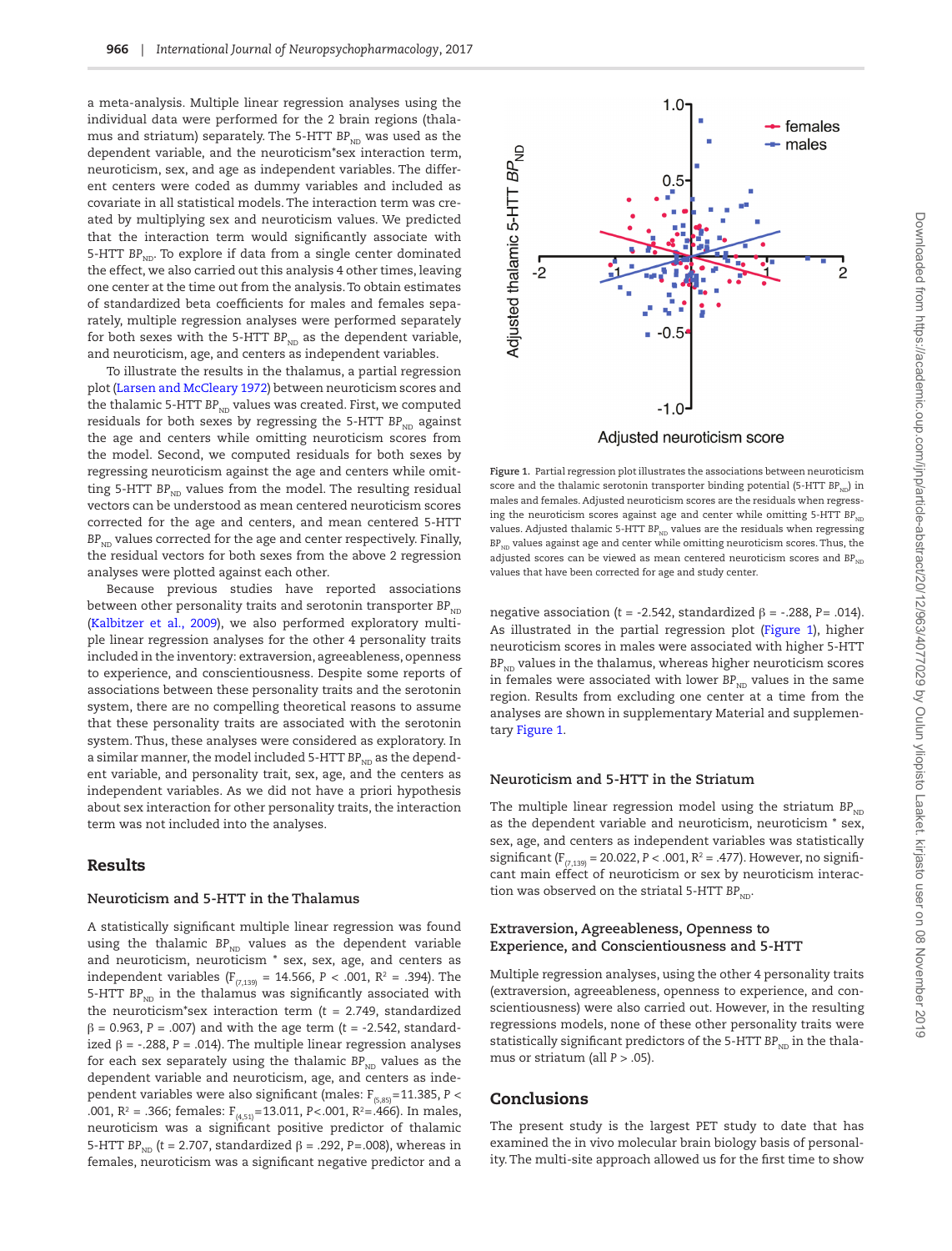a meta-analysis. Multiple linear regression analyses using the individual data were performed for the 2 brain regions (thalamus and striatum) separately. The 5-HTT $BP_{ND}$ was used as the dependent variable, and the neuroticism*sex interaction term, neuroticism, sex, and age as independent variables. The different centers were coded as dummy variables and included as covariate in all statistical models. The interaction term was created by multiplying sex and neuroticism values. We predicted that the interaction term would significantly associate with 5-HTT $BP_{ND}$. To explore if data from a single center dominated the effect, we also carried out this analysis 4 other times, leaving one center at the time out from the analysis. To obtain estimates of standardized beta coefficients for males and females separately, multiple regression analyses were performed separately for both sexes with the 5-HTT $BP_{ND}$ as the dependent variable, and neuroticism, age, and centers as independent variables.

To illustrate the results in the thalamus, a partial regression plot (Larsen and McCleary 1972) between neuroticism scores and the thalamic 5-HTT $BP_{ND}$ values was created. First, we computed residuals for both sexes by regressing the 5-HTT $BP_{ND}$ against the age and centers while omitting neuroticism scores from the model. Second, we computed residuals for both sexes by regressing neuroticism against the age and centers while omitting 5-HTT $BP_{ND}$ values from the model. The resulting residual vectors can be understood as mean centered neuroticism scores corrected for the age and centers, and mean centered 5-HTT $BP_{ND}$ values corrected for the age and center respectively. Finally, the residual vectors for both sexes from the above 2 regression analyses were plotted against each other.

Because previous studies have reported associations between other personality traits and serotonin transporter $BP_{ND}$ (Kalbitzer et al., 2009), we also performed exploratory multiple linear regression analyses for the other 4 personality traits included in the inventory: extraversion, agreeableness, openness to experience, and conscientiousness. Despite some reports of associations between these personality traits and the serotonin system, there are no compelling theoretical reasons to assume that these personality traits are associated with the serotonin system. Thus, these analyses were considered as exploratory. In a similar manner, the model included 5-HTT $BP_{ND}$ as the dependent variable, and personality trait, sex, age, and the centers as independent variables. As we did not have a priori hypothesis about sex interaction for other personality traits, the interaction term was not included into the analyses.

## Results

### Neuroticism and 5-HTT in the Thalamus

A statistically significant multiple linear regression was found using the thalamic $BP_{ND}$ values as the dependent variable and neuroticism, neuroticism * sex, sex, age, and centers as independent variables ($F_{(7,139)}$ = 14.566, $P$ < .001, $R^2$ = .394). The 5-HTT $BP_{ND}$ in the thalamus was significantly associated with the neuroticism*sex interaction term (t = 2.749, standardized β = 0.963, $P$ = .007) and with the age term (t = -2.542, standardized β = -.288, $P$ = .014). The multiple linear regression analyses for each sex separately using the thalamic $BP_{ND}$ values as the dependent variable and neuroticism, age, and centers as independent variables were also significant (males: $F_{(5,85)}$=11.385, $P$ < .001, $R^2$ = .366; females: $F_{(4,51)}$=13.011, $P$<.001, $R^2$=.466). In males, neuroticism was a significant positive predictor of thalamic 5-HTT $BP_{ND}$ (t = 2.707, standardized β = .292, $P$=.008), whereas in females, neuroticism was a significant negative predictor and a negative association (t = -2.542, standardized β = -.288, $P$= .014). As illustrated in the partial regression plot (Figure 1), higher neuroticism scores in males were associated with higher 5-HTT $BP_{ND}$ values in the thalamus, whereas higher neuroticism scores in females were associated with lower $BP_{ND}$ values in the same region. Results from excluding one center at a time from the analyses are shown in supplementary Material and supplementary Figure 1.

**Figure 1.** Partial regression plot illustrates the associations between neuroticism score and the thalamic serotonin transporter binding potential (5-HTT $BP_{ND}$) in males and females. Adjusted neuroticism scores are the residuals when regressing the neuroticism scores against age and center while omitting 5-HTT $BP_{ND}$ values. Adjusted thalamic 5-HTT $BP_{ND}$ values are the residuals when regressing $BP_{ND}$ values against age and center while omitting neuroticism scores. Thus, the adjusted scores can be viewed as mean centered neuroticism scores and $BP_{ND}$ values that have been corrected for age and study center.

### Neuroticism and 5-HTT in the Striatum

The multiple linear regression model using the striatum $BP_{ND}$ as the dependent variable and neuroticism, neuroticism * sex, sex, age, and centers as independent variables was statistically significant ($F_{(7,139)}$ = 20.022, $P$ < .001, $R^2$ = .477). However, no significant main effect of neuroticism or sex by neuroticism interaction was observed on the striatal 5-HTT $BP_{ND}$.

### Extraversion, Agreeableness, Openness to Experience, and Conscientiousness and 5-HTT

Multiple regression analyses, using the other 4 personality traits (extraversion, agreeableness, openness to experience, and conscientiousness) were also carried out. However, in the resulting regressions models, none of these other personality traits were statistically significant predictors of the 5-HTT $BP_{ND}$ in the thalamus or striatum (all $P$ > .05).

## Conclusions

The present study is the largest PET study to date that has examined the in vivo molecular brain biology basis of personality. The multi-site approach allowed us for the first time to show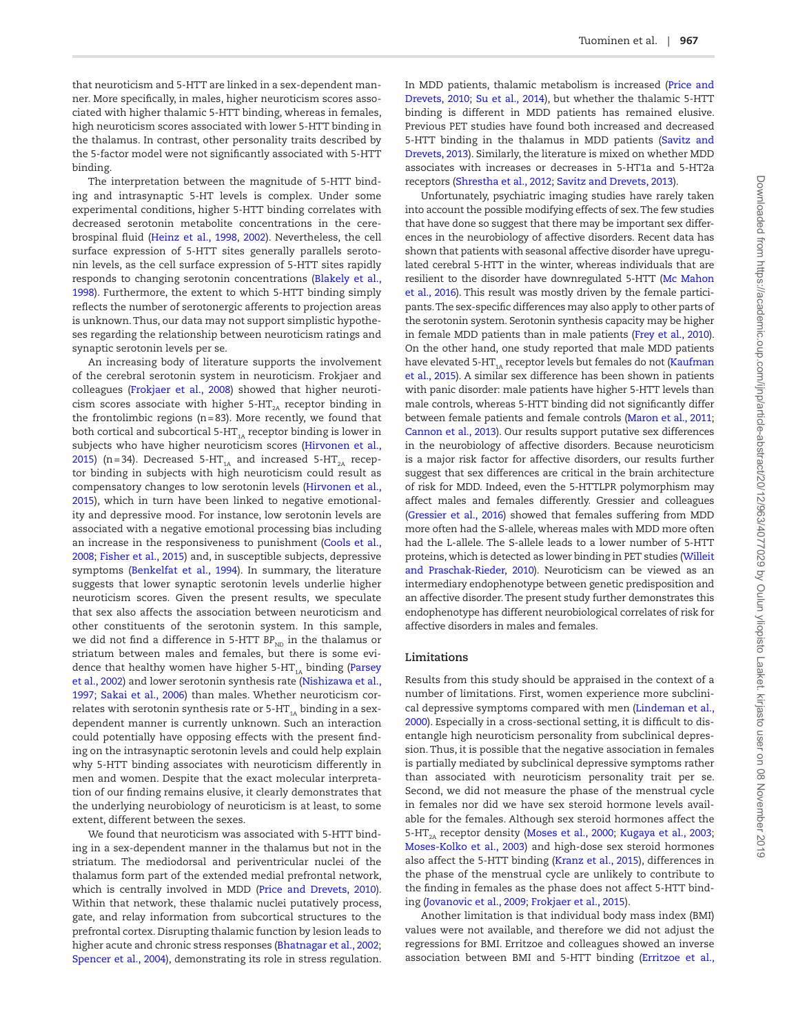that neuroticism and 5-HTT are linked in a sex-dependent manner. More specifically, in males, higher neuroticism scores associated with higher thalamic 5-HTT binding, whereas in females, high neuroticism scores associated with lower 5-HTT binding in the thalamus. In contrast, other personality traits described by the 5-factor model were not significantly associated with 5-HTT binding.

The interpretation between the magnitude of 5-HTT binding and intrasynaptic 5-HT levels is complex. Under some experimental conditions, higher 5-HTT binding correlates with decreased serotonin metabolite concentrations in the cerebrospinal fluid (Heinz et al., 1998, 2002). Nevertheless, the cell surface expression of 5-HTT sites generally parallels serotonin levels, as the cell surface expression of 5-HTT sites rapidly responds to changing serotonin concentrations (Blakely et al., 1998). Furthermore, the extent to which 5-HTT binding simply reflects the number of serotonergic afferents to projection areas is unknown. Thus, our data may not support simplistic hypotheses regarding the relationship between neuroticism ratings and synaptic serotonin levels per se.

An increasing body of literature supports the involvement of the cerebral serotonin system in neuroticism. Frokjaer and colleagues (Frokjaer et al., 2008) showed that higher neuroticism scores associate with higher 5-$HT_{2A}$ receptor binding in the frontolimbic regions (n = 83). More recently, we found that both cortical and subcortical 5-$HT_{1A}$ receptor binding is lower in subjects who have higher neuroticism scores (Hirvonen et al., 2015) (n = 34). Decreased 5-$HT_{1A}$ and increased 5-$HT_{2A}$ receptor binding in subjects with high neuroticism could result as compensatory changes to low serotonin levels (Hirvonen et al., 2015), which in turn have been linked to negative emotionality and depressive mood. For instance, low serotonin levels are associated with a negative emotional processing bias including an increase in the responsiveness to punishment (Cools et al., 2008; Fisher et al., 2015) and, in susceptible subjects, depressive symptoms (Benkelfat et al., 1994). In summary, the literature suggests that lower synaptic serotonin levels underlie higher neuroticism scores. Given the present results, we speculate that sex also affects the association between neuroticism and other constituents of the serotonin system. In this sample, we did not find a difference in 5-HTT $BP_{ND}$ in the thalamus or striatum between males and females, but there is some evidence that healthy women have higher 5-$HT_{1A}$ binding (Parsey et al., 2002) and lower serotonin synthesis rate (Nishizawa et al., 1997; Sakai et al., 2006) than males. Whether neuroticism correlates with serotonin synthesis rate or 5-$HT_{1A}$ binding in a sex-dependent manner is currently unknown. Such an interaction could potentially have opposing effects with the present finding on the intrasynaptic serotonin levels and could help explain why 5-HTT binding associates with neuroticism differently in men and women. Despite that the exact molecular interpretation of our finding remains elusive, it clearly demonstrates that the underlying neurobiology of neuroticism is at least, to some extent, different between the sexes.

We found that neuroticism was associated with 5-HTT binding in a sex-dependent manner in the thalamus but not in the striatum. The mediodorsal and periventricular nuclei of the thalamus form part of the extended medial prefrontal network, which is centrally involved in MDD (Price and Drevets, 2010). Within that network, these thalamic nuclei putatively process, gate, and relay information from subcortical structures to the prefrontal cortex. Disrupting thalamic function by lesion leads to higher acute and chronic stress responses (Bhatnagar et al., 2002; Spencer et al., 2004), demonstrating its role in stress regulation. In MDD patients, thalamic metabolism is increased (Price and Drevets, 2010; Su et al., 2014), but whether the thalamic 5-HTT binding is different in MDD patients has remained elusive. Previous PET studies have found both increased and decreased 5-HTT binding in the thalamus in MDD patients (Savitz and Drevets, 2013). Similarly, the literature is mixed on whether MDD associates with increases or decreases in 5-HT1a and 5-HT2a receptors (Shrestha et al., 2012; Savitz and Drevets, 2013).

Unfortunately, psychiatric imaging studies have rarely taken into account the possible modifying effects of sex. The few studies that have done so suggest that there may be important sex differences in the neurobiology of affective disorders. Recent data has shown that patients with seasonal affective disorder have upregulated cerebral 5-HTT in the winter, whereas individuals that are resilient to the disorder have downregulated 5-HTT (Mc Mahon et al., 2016). This result was mostly driven by the female participants. The sex-specific differences may also apply to other parts of the serotonin system. Serotonin synthesis capacity may be higher in female MDD patients than in male patients (Frey et al., 2010). On the other hand, one study reported that male MDD patients have elevated 5-$HT_{1A}$ receptor levels but females do not (Kaufman et al., 2015). A similar sex difference has been shown in patients with panic disorder: male patients have higher 5-HTT levels than male controls, whereas 5-HTT binding did not significantly differ between female patients and female controls (Maron et al., 2011; Cannon et al., 2013). Our results support putative sex differences in the neurobiology of affective disorders. Because neuroticism is a major risk factor for affective disorders, our results further suggest that sex differences are critical in the brain architecture of risk for MDD. Indeed, even the 5-HTTLPR polymorphism may affect males and females differently. Gressier and colleagues (Gressier et al., 2016) showed that females suffering from MDD more often had the S-allele, whereas males with MDD more often had the L-allele. The S-allele leads to a lower number of 5-HTT proteins, which is detected as lower binding in PET studies (Willeit and Praschak-Rieder, 2010). Neuroticism can be viewed as an intermediary endophenotype between genetic predisposition and an affective disorder. The present study further demonstrates this endophenotype has different neurobiological correlates of risk for affective disorders in males and females.

## Limitations

Results from this study should be appraised in the context of a number of limitations. First, women experience more subclinical depressive symptoms compared with men (Lindeman et al., 2000). Especially in a cross-sectional setting, it is difficult to disentangle high neuroticism personality from subclinical depression. Thus, it is possible that the negative association in females is partially mediated by subclinical depressive symptoms rather than associated with neuroticism personality trait per se. Second, we did not measure the phase of the menstrual cycle in females nor did we have sex steroid hormone levels available for the females. Although sex steroid hormones affect the 5-$HT_{2A}$ receptor density (Moses et al., 2000; Kugaya et al., 2003; Moses-Kolko et al., 2003) and high-dose sex steroid hormones also affect the 5-HTT binding (Kranz et al., 2015), differences in the phase of the menstrual cycle are unlikely to contribute to the finding in females as the phase does not affect 5-HTT binding (Jovanovic et al., 2009; Frokjaer et al., 2015).

Another limitation is that individual body mass index (BMI) values were not available, and therefore we did not adjust the regressions for BMI. Erritzoe and colleagues showed an inverse association between BMI and 5-HTT binding (Erritzoe et al.,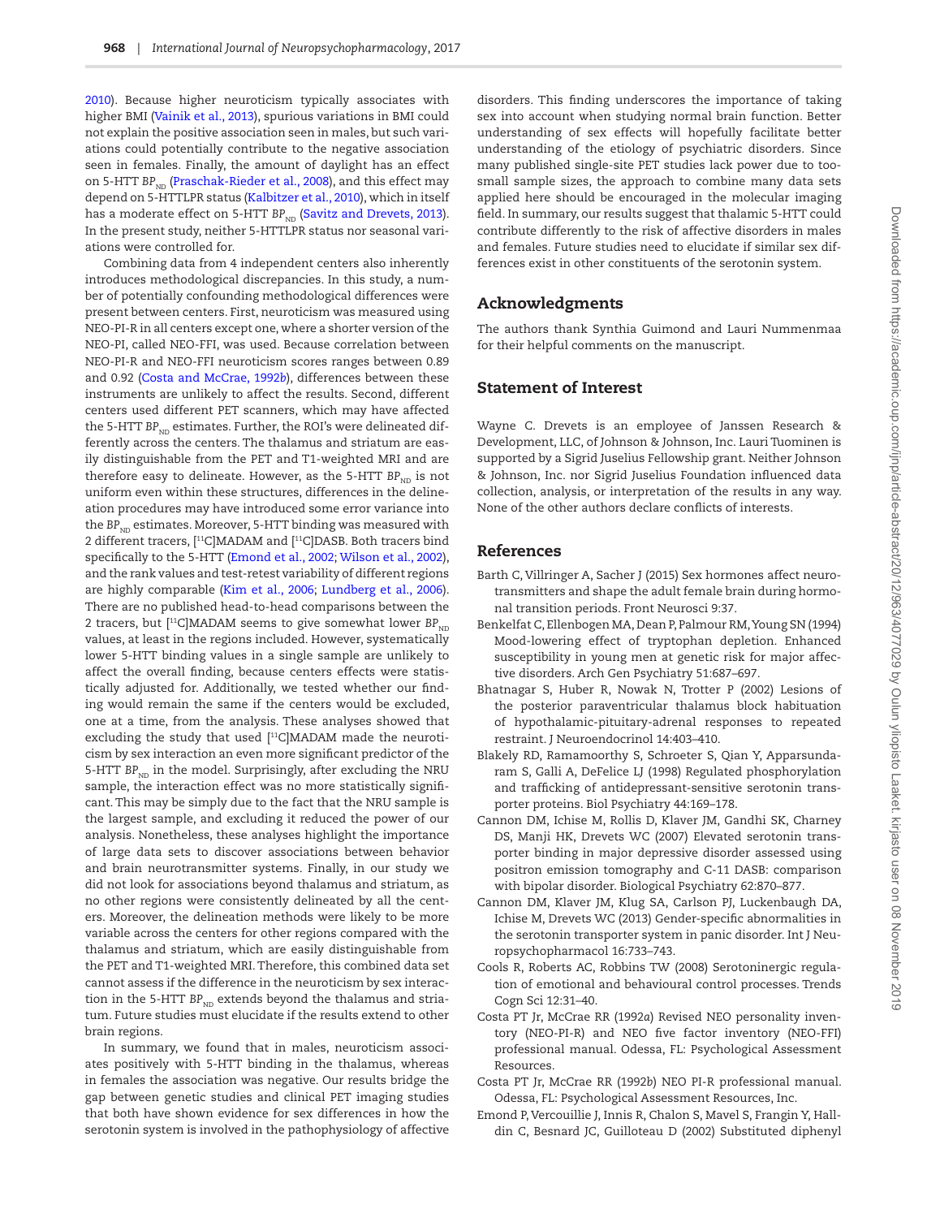2010). Because higher neuroticism typically associates with higher BMI (Vainik et al., 2013), spurious variations in BMI could not explain the positive association seen in males, but such variations could potentially contribute to the negative association seen in females. Finally, the amount of daylight has an effect on 5-HTT $BP_{ND}$ (Praschak-Rieder et al., 2008), and this effect may depend on 5-HTTLPR status (Kalbitzer et al., 2010), which in itself has a moderate effect on 5-HTT $BP_{ND}$ (Savitz and Drevets, 2013). In the present study, neither 5-HTTLPR status nor seasonal variations were controlled for.

Combining data from 4 independent centers also inherently introduces methodological discrepancies. In this study, a number of potentially confounding methodological differences were present between centers. First, neuroticism was measured using NEO-PI-R in all centers except one, where a shorter version of the NEO-PI, called NEO-FFI, was used. Because correlation between NEO-PI-R and NEO-FFI neuroticism scores ranges between 0.89 and 0.92 (Costa and McCrae, 1992b), differences between these instruments are unlikely to affect the results. Second, different centers used different PET scanners, which may have affected the 5-HTT $BP_{ND}$ estimates. Further, the ROI's were delineated differently across the centers. The thalamus and striatum are easily distinguishable from the PET and T1-weighted MRI and are therefore easy to delineate. However, as the 5-HTT $BP_{ND}$ is not uniform even within these structures, differences in the delineation procedures may have introduced some error variance into the $BP_{ND}$ estimates. Moreover, 5-HTT binding was measured with 2 different tracers, [$^{11}$C]MADAM and [$^{11}$C]DASB. Both tracers bind specifically to the 5-HTT (Emond et al., 2002; Wilson et al., 2002), and the rank values and test-retest variability of different regions are highly comparable (Kim et al., 2006; Lundberg et al., 2006). There are no published head-to-head comparisons between the 2 tracers, but [$^{11}$C]MADAM seems to give somewhat lower $BP_{ND}$ values, at least in the regions included. However, systematically lower 5-HTT binding values in a single sample are unlikely to affect the overall finding, because centers effects were statistically adjusted for. Additionally, we tested whether our finding would remain the same if the centers would be excluded, one at a time, from the analysis. These analyses showed that excluding the study that used [$^{11}$C]MADAM made the neuroticism by sex interaction an even more significant predictor of the 5-HTT $BP_{ND}$ in the model. Surprisingly, after excluding the NRU sample, the interaction effect was no more statistically significant. This may be simply due to the fact that the NRU sample is the largest sample, and excluding it reduced the power of our analysis. Nonetheless, these analyses highlight the importance of large data sets to discover associations between behavior and brain neurotransmitter systems. Finally, in our study we did not look for associations beyond thalamus and striatum, as no other regions were consistently delineated by all the centers. Moreover, the delineation methods were likely to be more variable across the centers for other regions compared with the thalamus and striatum, which are easily distinguishable from the PET and T1-weighted MRI. Therefore, this combined data set cannot assess if the difference in the neuroticism by sex interaction in the 5-HTT $BP_{ND}$ extends beyond the thalamus and striatum. Future studies must elucidate if the results extend to other brain regions.

In summary, we found that in males, neuroticism associates positively with 5-HTT binding in the thalamus, whereas in females the association was negative. Our results bridge the gap between genetic studies and clinical PET imaging studies that both have shown evidence for sex differences in how the serotonin system is involved in the pathophysiology of affective disorders. This finding underscores the importance of taking sex into account when studying normal brain function. Better understanding of sex effects will hopefully facilitate better understanding of the etiology of psychiatric disorders. Since many published single-site PET studies lack power due to too-small sample sizes, the approach to combine many data sets applied here should be encouraged in the molecular imaging field. In summary, our results suggest that thalamic 5-HTT could contribute differently to the risk of affective disorders in males and females. Future studies need to elucidate if similar sex differences exist in other constituents of the serotonin system.

## Acknowledgments

The authors thank Synthia Guimond and Lauri Nummenmaa for their helpful comments on the manuscript.

## Statement of Interest

Wayne C. Drevets is an employee of Janssen Research & Development, LLC, of Johnson & Johnson, Inc. Lauri Tuominen is supported by a Sigrid Juselius Fellowship grant. Neither Johnson & Johnson, Inc. nor Sigrid Juselius Foundation influenced data collection, analysis, or interpretation of the results in any way. None of the other authors declare conflicts of interests.

## References

Barth C, Villringer A, Sacher J (2015) Sex hormones affect neurotransmitters and shape the adult female brain during hormonal transition periods. Front Neurosci 9:37.

Benkelfat C, Ellenbogen MA, Dean P, Palmour RM, Young SN (1994) Mood-lowering effect of tryptophan depletion. Enhanced susceptibility in young men at genetic risk for major affective disorders. Arch Gen Psychiatry 51:687–697.

Bhatnagar S, Huber R, Nowak N, Trotter P (2002) Lesions of the posterior paraventricular thalamus block habituation of hypothalamic-pituitary-adrenal responses to repeated restraint. J Neuroendocrinol 14:403–410.

Blakely RD, Ramamoorthy S, Schroeter S, Qian Y, Apparsundaram S, Galli A, DeFelice LJ (1998) Regulated phosphorylation and trafficking of antidepressant-sensitive serotonin transporter proteins. Biol Psychiatry 44:169–178.

Cannon DM, Ichise M, Rollis D, Klaver JM, Gandhi SK, Charney DS, Manji HK, Drevets WC (2007) Elevated serotonin transporter binding in major depressive disorder assessed using positron emission tomography and C-11 DASB: comparison with bipolar disorder. Biological Psychiatry 62:870–877.

Cannon DM, Klaver JM, Klug SA, Carlson PJ, Luckenbaugh DA, Ichise M, Drevets WC (2013) Gender-specific abnormalities in the serotonin transporter system in panic disorder. Int J Neuropsychopharmacol 16:733–743.

Cools R, Roberts AC, Robbins TW (2008) Serotoninergic regulation of emotional and behavioural control processes. Trends Cogn Sci 12:31–40.

Costa PT Jr, McCrae RR (1992a) Revised NEO personality inventory (NEO-PI-R) and NEO five factor inventory (NEO-FFI) professional manual. Odessa, FL: Psychological Assessment Resources.

Costa PT Jr, McCrae RR (1992b) NEO PI-R professional manual. Odessa, FL: Psychological Assessment Resources, Inc.

Emond P, Vercouillie J, Innis R, Chalon S, Mavel S, Frangin Y, Halldin C, Besnard JC, Guilloteau D (2002) Substituted diphenyl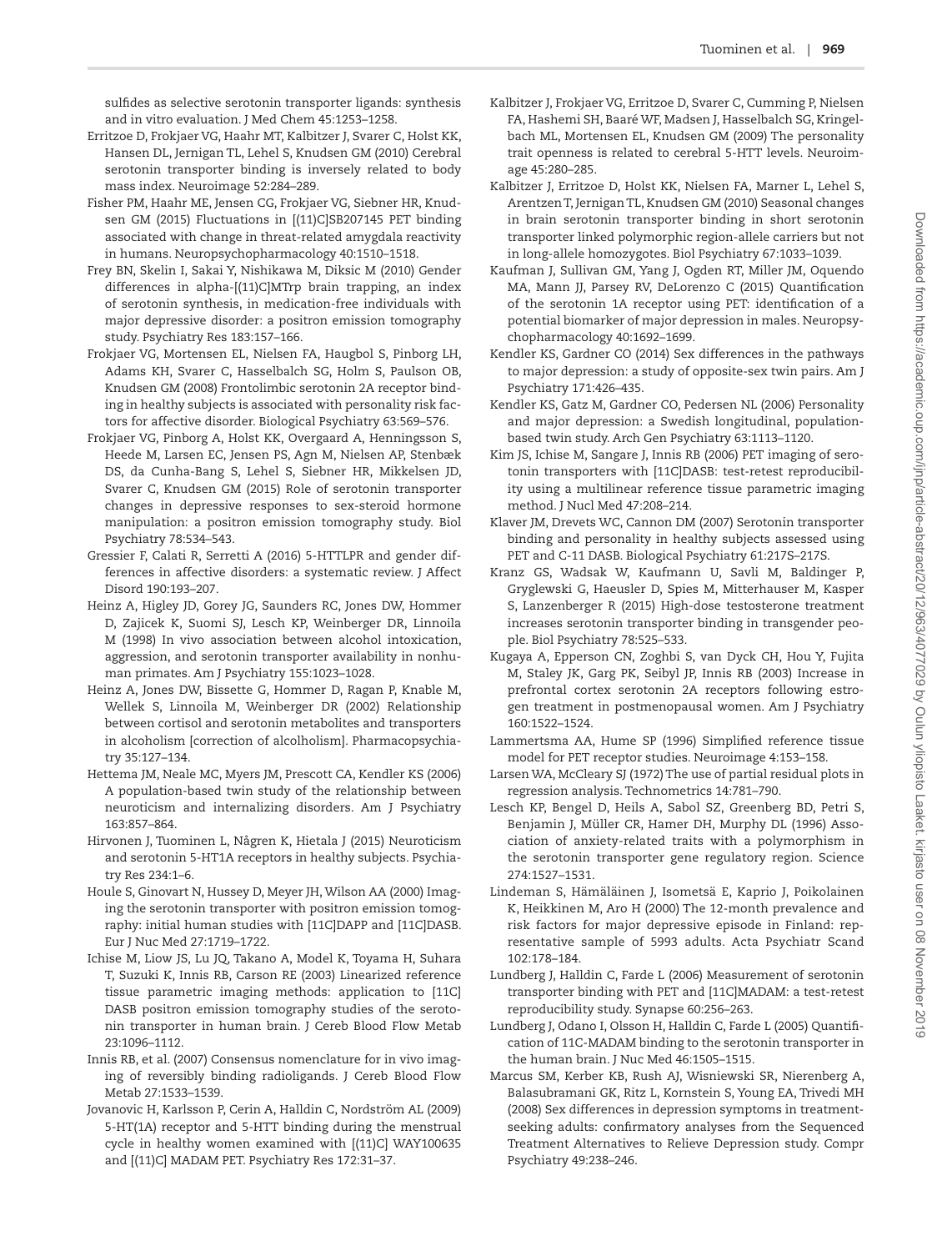sulfides as selective serotonin transporter ligands: synthesis and in vitro evaluation. J Med Chem 45:1253–1258.

Erritzoe D, Frokjaer VG, Haahr MT, Kalbitzer J, Svarer C, Holst KK, Hansen DL, Jernigan TL, Lehel S, Knudsen GM (2010) Cerebral serotonin transporter binding is inversely related to body mass index. Neuroimage 52:284–289.

Fisher PM, Haahr ME, Jensen CG, Frokjaer VG, Siebner HR, Knudsen GM (2015) Fluctuations in [(11)C]SB207145 PET binding associated with change in threat-related amygdala reactivity in humans. Neuropsychopharmacology 40:1510–1518.

Frey BN, Skelin I, Sakai Y, Nishikawa M, Diksic M (2010) Gender differences in alpha-[(11)C]MTrp brain trapping, an index of serotonin synthesis, in medication-free individuals with major depressive disorder: a positron emission tomography study. Psychiatry Res 183:157–166.

Frokjaer VG, Mortensen EL, Nielsen FA, Haugbol S, Pinborg LH, Adams KH, Svarer C, Hasselbalch SG, Holm S, Paulson OB, Knudsen GM (2008) Frontolimbic serotonin 2A receptor binding in healthy subjects is associated with personality risk factors for affective disorder. Biological Psychiatry 63:569–576.

Frokjaer VG, Pinborg A, Holst KK, Overgaard A, Henningsson S, Heede M, Larsen EC, Jensen PS, Agn M, Nielsen AP, Stenbæk DS, da Cunha-Bang S, Lehel S, Siebner HR, Mikkelsen JD, Svarer C, Knudsen GM (2015) Role of serotonin transporter changes in depressive responses to sex-steroid hormone manipulation: a positron emission tomography study. Biol Psychiatry 78:534–543.

Gressier F, Calati R, Serretti A (2016) 5-HTTLPR and gender differences in affective disorders: a systematic review. J Affect Disord 190:193–207.

Heinz A, Higley JD, Gorey JG, Saunders RC, Jones DW, Hommer D, Zajicek K, Suomi SJ, Lesch KP, Weinberger DR, Linnoila M (1998) In vivo association between alcohol intoxication, aggression, and serotonin transporter availability in nonhuman primates. Am J Psychiatry 155:1023–1028.

Heinz A, Jones DW, Bissette G, Hommer D, Ragan P, Knable M, Wellek S, Linnoila M, Weinberger DR (2002) Relationship between cortisol and serotonin metabolites and transporters in alcoholism [correction of alcolholism]. Pharmacopsychiatry 35:127–134.

Hettema JM, Neale MC, Myers JM, Prescott CA, Kendler KS (2006) A population-based twin study of the relationship between neuroticism and internalizing disorders. Am J Psychiatry 163:857–864.

Hirvonen J, Tuominen L, Någren K, Hietala J (2015) Neuroticism and serotonin 5-HT1A receptors in healthy subjects. Psychiatry Res 234:1–6.

Houle S, Ginovart N, Hussey D, Meyer JH, Wilson AA (2000) Imaging the serotonin transporter with positron emission tomography: initial human studies with [11C]DAPP and [11C]DASB. Eur J Nuc Med 27:1719–1722.

Ichise M, Liow JS, Lu JQ, Takano A, Model K, Toyama H, Suhara T, Suzuki K, Innis RB, Carson RE (2003) Linearized reference tissue parametric imaging methods: application to [11C] DASB positron emission tomography studies of the serotonin transporter in human brain. J Cereb Blood Flow Metab 23:1096–1112.

Innis RB, et al. (2007) Consensus nomenclature for in vivo imaging of reversibly binding radioligands. J Cereb Blood Flow Metab 27:1533–1539.

Jovanovic H, Karlsson P, Cerin A, Halldin C, Nordström AL (2009) 5-HT(1A) receptor and 5-HTT binding during the menstrual cycle in healthy women examined with [(11)C] WAY100635 and [(11)C] MADAM PET. Psychiatry Res 172:31–37.

Kalbitzer J, Frokjaer VG, Erritzoe D, Svarer C, Cumming P, Nielsen FA, Hashemi SH, Baaré WF, Madsen J, Hasselbalch SG, Kringelbach ML, Mortensen EL, Knudsen GM (2009) The personality trait openness is related to cerebral 5-HTT levels. Neuroimage 45:280–285.

Kalbitzer J, Erritzoe D, Holst KK, Nielsen FA, Marner L, Lehel S, Arentzen T, Jernigan TL, Knudsen GM (2010) Seasonal changes in brain serotonin transporter binding in short serotonin transporter linked polymorphic region-allele carriers but not in long-allele homozygotes. Biol Psychiatry 67:1033–1039.

Kaufman J, Sullivan GM, Yang J, Ogden RT, Miller JM, Oquendo MA, Mann JJ, Parsey RV, DeLorenzo C (2015) Quantification of the serotonin 1A receptor using PET: identification of a potential biomarker of major depression in males. Neuropsychopharmacology 40:1692–1699.

Kendler KS, Gardner CO (2014) Sex differences in the pathways to major depression: a study of opposite-sex twin pairs. Am J Psychiatry 171:426–435.

Kendler KS, Gatz M, Gardner CO, Pedersen NL (2006) Personality and major depression: a Swedish longitudinal, population-based twin study. Arch Gen Psychiatry 63:1113–1120.

Kim JS, Ichise M, Sangare J, Innis RB (2006) PET imaging of serotonin transporters with [11C]DASB: test-retest reproducibility using a multilinear reference tissue parametric imaging method. J Nucl Med 47:208–214.

Klaver JM, Drevets WC, Cannon DM (2007) Serotonin transporter binding and personality in healthy subjects assessed using PET and C-11 DASB. Biological Psychiatry 61:217S–217S.

Kranz GS, Wadsak W, Kaufmann U, Savli M, Baldinger P, Gryglewski G, Haeusler D, Spies M, Mitterhauser M, Kasper S, Lanzenberger R (2015) High-dose testosterone treatment increases serotonin transporter binding in transgender people. Biol Psychiatry 78:525–533.

Kugaya A, Epperson CN, Zoghbi S, van Dyck CH, Hou Y, Fujita M, Staley JK, Garg PK, Seibyl JP, Innis RB (2003) Increase in prefrontal cortex serotonin 2A receptors following estrogen treatment in postmenopausal women. Am J Psychiatry 160:1522–1524.

Lammertsma AA, Hume SP (1996) Simplified reference tissue model for PET receptor studies. Neuroimage 4:153–158.

Larsen WA, McCleary SJ (1972) The use of partial residual plots in regression analysis. Technometrics 14:781–790.

Lesch KP, Bengel D, Heils A, Sabol SZ, Greenberg BD, Petri S, Benjamin J, Müller CR, Hamer DH, Murphy DL (1996) Association of anxiety-related traits with a polymorphism in the serotonin transporter gene regulatory region. Science 274:1527–1531.

Lindeman S, Hämäläinen J, Isometsä E, Kaprio J, Poikolainen K, Heikkinen M, Aro H (2000) The 12-month prevalence and risk factors for major depressive episode in Finland: representative sample of 5993 adults. Acta Psychiatr Scand 102:178–184.

Lundberg J, Halldin C, Farde L (2006) Measurement of serotonin transporter binding with PET and [11C]MADAM: a test-retest reproducibility study. Synapse 60:256–263.

Lundberg J, Odano I, Olsson H, Halldin C, Farde L (2005) Quantification of 11C-MADAM binding to the serotonin transporter in the human brain. J Nuc Med 46:1505–1515.

Marcus SM, Kerber KB, Rush AJ, Wisniewski SR, Nierenberg A, Balasubramani GK, Ritz L, Kornstein S, Young EA, Trivedi MH (2008) Sex differences in depression symptoms in treatment-seeking adults: confirmatory analyses from the Sequenced Treatment Alternatives to Relieve Depression study. Compr Psychiatry 49:238–246.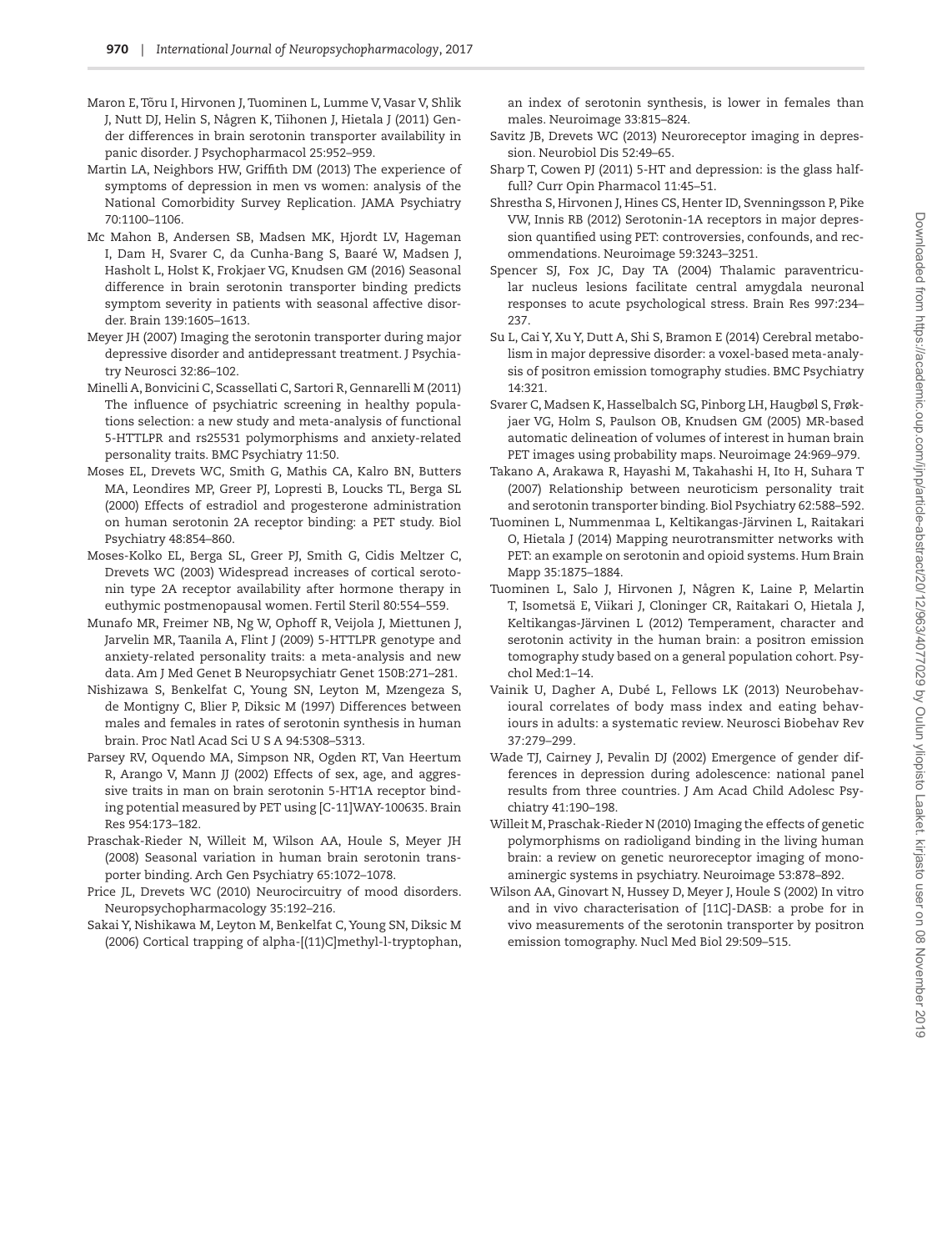Maron E, Tõru I, Hirvonen J, Tuominen L, Lumme V, Vasar V, Shlik J, Nutt DJ, Helin S, Någren K, Tiihonen J, Hietala J (2011) Gender differences in brain serotonin transporter availability in panic disorder. J Psychopharmacol 25:952–959.

Martin LA, Neighbors HW, Griffith DM (2013) The experience of symptoms of depression in men vs women: analysis of the National Comorbidity Survey Replication. JAMA Psychiatry 70:1100–1106.

Mc Mahon B, Andersen SB, Madsen MK, Hjordt LV, Hageman I, Dam H, Svarer C, da Cunha-Bang S, Baaré W, Madsen J, Hasholt L, Holst K, Frokjaer VG, Knudsen GM (2016) Seasonal difference in brain serotonin transporter binding predicts symptom severity in patients with seasonal affective disorder. Brain 139:1605–1613.

Meyer JH (2007) Imaging the serotonin transporter during major depressive disorder and antidepressant treatment. J Psychiatry Neurosci 32:86–102.

Minelli A, Bonvicini C, Scassellati C, Sartori R, Gennarelli M (2011) The influence of psychiatric screening in healthy populations selection: a new study and meta-analysis of functional 5-HTTLPR and rs25531 polymorphisms and anxiety-related personality traits. BMC Psychiatry 11:50.

Moses EL, Drevets WC, Smith G, Mathis CA, Kalro BN, Butters MA, Leondires MP, Greer PJ, Lopresti B, Loucks TL, Berga SL (2000) Effects of estradiol and progesterone administration on human serotonin 2A receptor binding: a PET study. Biol Psychiatry 48:854–860.

Moses-Kolko EL, Berga SL, Greer PJ, Smith G, Cidis Meltzer C, Drevets WC (2003) Widespread increases of cortical serotonin type 2A receptor availability after hormone therapy in euthymic postmenopausal women. Fertil Steril 80:554–559.

Munafo MR, Freimer NB, Ng W, Ophoff R, Veijola J, Miettunen J, Jarvelin MR, Taanila A, Flint J (2009) 5-HTTLPR genotype and anxiety-related personality traits: a meta-analysis and new data. Am J Med Genet B Neuropsychiatr Genet 150B:271–281.

Nishizawa S, Benkelfat C, Young SN, Leyton M, Mzengeza S, de Montigny C, Blier P, Diksic M (1997) Differences between males and females in rates of serotonin synthesis in human brain. Proc Natl Acad Sci U S A 94:5308–5313.

Parsey RV, Oquendo MA, Simpson NR, Ogden RT, Van Heertum R, Arango V, Mann JJ (2002) Effects of sex, age, and aggressive traits in man on brain serotonin 5-HT1A receptor binding potential measured by PET using [C-11]WAY-100635. Brain Res 954:173–182.

Praschak-Rieder N, Willeit M, Wilson AA, Houle S, Meyer JH (2008) Seasonal variation in human brain serotonin transporter binding. Arch Gen Psychiatry 65:1072–1078.

Price JL, Drevets WC (2010) Neurocircuitry of mood disorders. Neuropsychopharmacology 35:192–216.

Sakai Y, Nishikawa M, Leyton M, Benkelfat C, Young SN, Diksic M (2006) Cortical trapping of alpha-[(11)C]methyl-l-tryptophan, an index of serotonin synthesis, is lower in females than males. Neuroimage 33:815–824.

Savitz JB, Drevets WC (2013) Neuroreceptor imaging in depression. Neurobiol Dis 52:49–65.

Sharp T, Cowen PJ (2011) 5-HT and depression: is the glass half-full? Curr Opin Pharmacol 11:45–51.

Shrestha S, Hirvonen J, Hines CS, Henter ID, Svenningsson P, Pike VW, Innis RB (2012) Serotonin-1A receptors in major depression quantified using PET: controversies, confounds, and recommendations. Neuroimage 59:3243–3251.

Spencer SJ, Fox JC, Day TA (2004) Thalamic paraventricular nucleus lesions facilitate central amygdala neuronal responses to acute psychological stress. Brain Res 997:234–237.

Su L, Cai Y, Xu Y, Dutt A, Shi S, Bramon E (2014) Cerebral metabolism in major depressive disorder: a voxel-based meta-analysis of positron emission tomography studies. BMC Psychiatry 14:321.

Svarer C, Madsen K, Hasselbalch SG, Pinborg LH, Haugbøl S, Frøkjaer VG, Holm S, Paulson OB, Knudsen GM (2005) MR-based automatic delineation of volumes of interest in human brain PET images using probability maps. Neuroimage 24:969–979.

Takano A, Arakawa R, Hayashi M, Takahashi H, Ito H, Suhara T (2007) Relationship between neuroticism personality trait and serotonin transporter binding. Biol Psychiatry 62:588–592.

Tuominen L, Nummenmaa L, Keltikangas-Järvinen L, Raitakari O, Hietala J (2014) Mapping neurotransmitter networks with PET: an example on serotonin and opioid systems. Hum Brain Mapp 35:1875–1884.

Tuominen L, Salo J, Hirvonen J, Någren K, Laine P, Melartin T, Isometsä E, Viikari J, Cloninger CR, Raitakari O, Hietala J, Keltikangas-Järvinen L (2012) Temperament, character and serotonin activity in the human brain: a positron emission tomography study based on a general population cohort. Psychol Med:1–14.

Vainik U, Dagher A, Dubé L, Fellows LK (2013) Neurobehavioural correlates of body mass index and eating behaviours in adults: a systematic review. Neurosci Biobehav Rev 37:279–299.

Wade TJ, Cairney J, Pevalin DJ (2002) Emergence of gender differences in depression during adolescence: national panel results from three countries. J Am Acad Child Adolesc Psychiatry 41:190–198.

Willeit M, Praschak-Rieder N (2010) Imaging the effects of genetic polymorphisms on radioligand binding in the living human brain: a review on genetic neuroreceptor imaging of monoaminergic systems in psychiatry. Neuroimage 53:878–892.

Wilson AA, Ginovart N, Hussey D, Meyer J, Houle S (2002) In vitro and in vivo characterisation of [11C]-DASB: a probe for in vivo measurements of the serotonin transporter by positron emission tomography. Nucl Med Biol 29:509–515.